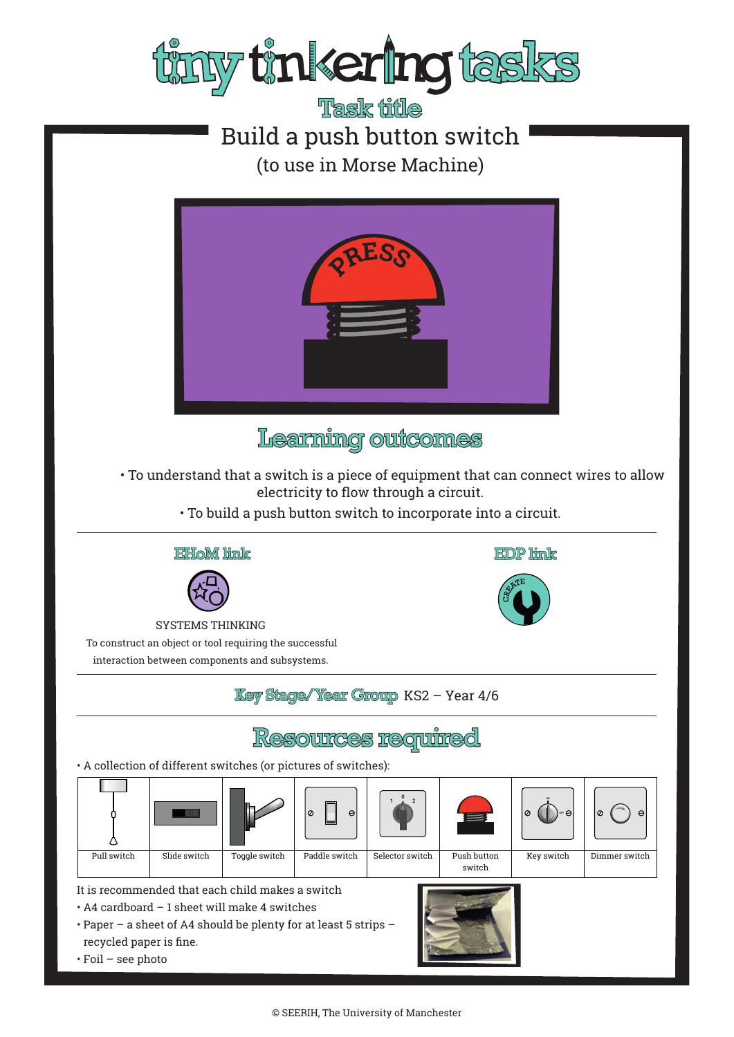# tiny tinkering tasks

## Task title

# Build a push button switch

(to use in Morse Machine)

## Learning outcomes

- To understand that a switch is a piece of equipment that can connect wires to allow electricity to flow through a circuit.
- To build a push button switch to incorporate into a circuit.

### EHoM link

SYSTEMS THINKING

To construct an object or tool requiring the successful interaction between components and subsystems.

### EDP link

CREATE

**Key Stage/Year Group** KS2 – Year 4/6

## Resources required

- A collection of different switches (or pictures of switches):

| Pull switch | Slide switch | Toggle switch | Paddle switch | Selector switch | Push button switch | Key switch | Dimmer switch |
|---|---|---|---|---|---|---|---|

It is recommended that each child makes a switch

- A4 cardboard – 1 sheet will make 4 switches
- Paper – a sheet of A4 should be plenty for at least 5 strips – recycled paper is fine.
- Foil – see photo

© SEERIH, The University of Manchester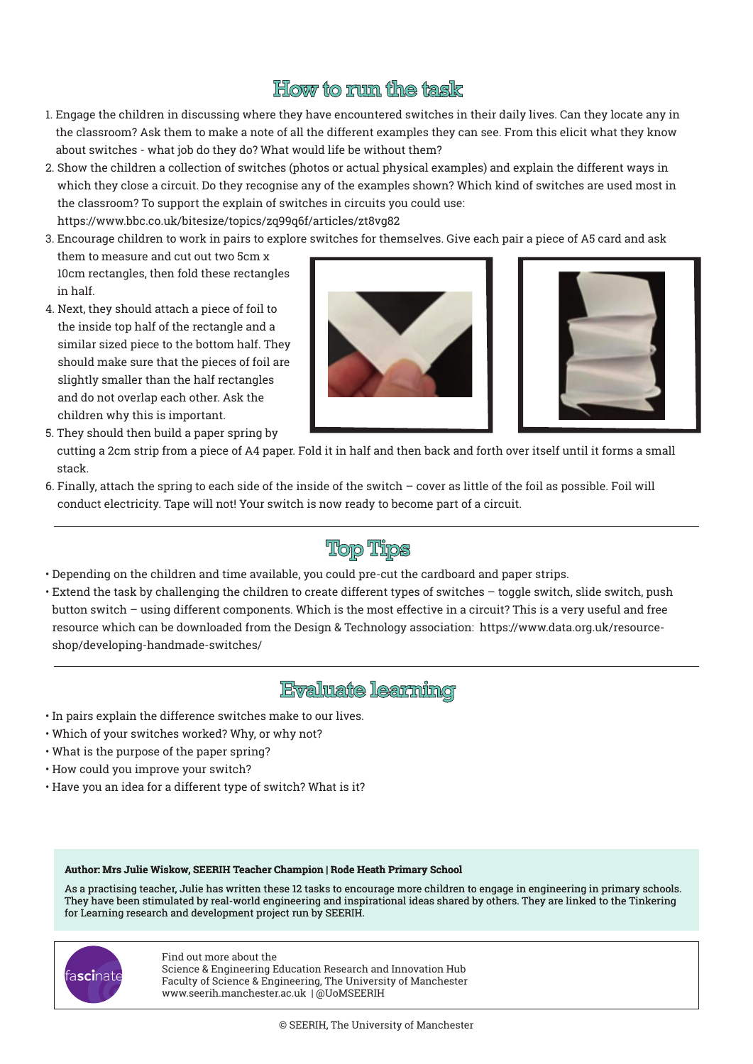## How to run the task

1. Engage the children in discussing where they have encountered switches in their daily lives. Can they locate any in the classroom? Ask them to make a note of all the different examples they can see. From this elicit what they know about switches - what job do they do? What would life be without them?
2. Show the children a collection of switches (photos or actual physical examples) and explain the different ways in which they close a circuit. Do they recognise any of the examples shown? Which kind of switches are used most in the classroom? To support the explain of switches in circuits you could use: https://www.bbc.co.uk/bitesize/topics/zq99q6f/articles/zt8vg82
3. Encourage children to work in pairs to explore switches for themselves. Give each pair a piece of A5 card and ask them to measure and cut out two 5cm x 10cm rectangles, then fold these rectangles in half.
4. Next, they should attach a piece of foil to the inside top half of the rectangle and a similar sized piece to the bottom half. They should make sure that the pieces of foil are slightly smaller than the half rectangles and do not overlap each other. Ask the children why this is important.
5. They should then build a paper spring by cutting a 2cm strip from a piece of A4 paper. Fold it in half and then back and forth over itself until it forms a small stack.
6. Finally, attach the spring to each side of the inside of the switch – cover as little of the foil as possible. Foil will conduct electricity. Tape will not! Your switch is now ready to become part of a circuit.

## Top Tips

- Depending on the children and time available, you could pre-cut the cardboard and paper strips.
- Extend the task by challenging the children to create different types of switches – toggle switch, slide switch, push button switch – using different components. Which is the most effective in a circuit? This is a very useful and free resource which can be downloaded from the Design & Technology association: https://www.data.org.uk/resource-shop/developing-handmade-switches/

## Evaluate learning

- In pairs explain the difference switches make to our lives.
- Which of your switches worked? Why, or why not?
- What is the purpose of the paper spring?
- How could you improve your switch?
- Have you an idea for a different type of switch? What is it?

**Author: Mrs Julie Wiskow, SEERIH Teacher Champion | Rode Heath Primary School**

As a practising teacher, Julie has written these 12 tasks to encourage more children to engage in engineering in primary schools. They have been stimulated by real-world engineering and inspirational ideas shared by others. They are linked to the Tinkering for Learning research and development project run by SEERIH.

fascinate

Find out more about the
Science & Engineering Education Research and Innovation Hub
Faculty of Science & Engineering, The University of Manchester
www.seerih.manchester.ac.uk | @UoMSEERIH

© SEERIH, The University of Manchester